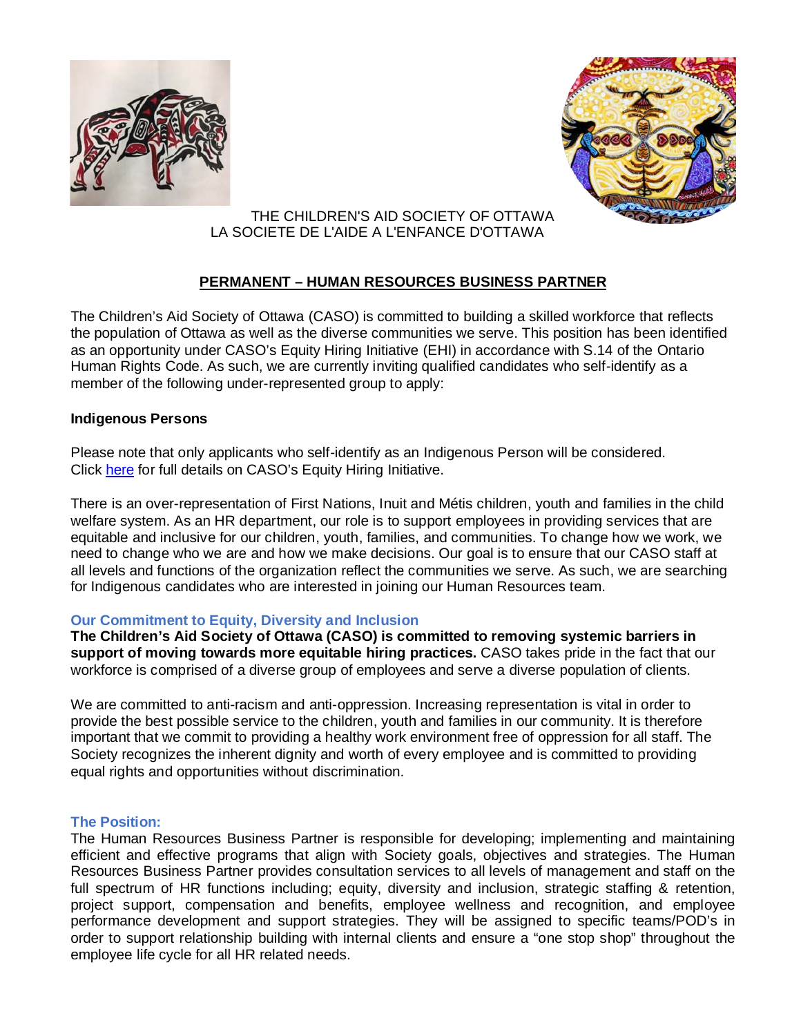THE CHILDREN'S AID SOCIETY OF OTTAWA
LA SOCIETE DE L'AIDE A L'ENFANCE D'OTTAWA

# PERMANENT – HUMAN RESOURCES BUSINESS PARTNER

The Children's Aid Society of Ottawa (CASO) is committed to building a skilled workforce that reflects the population of Ottawa as well as the diverse communities we serve. This position has been identified as an opportunity under CASO's Equity Hiring Initiative (EHI) in accordance with S.14 of the Ontario Human Rights Code. As such, we are currently inviting qualified candidates who self-identify as a member of the following under-represented group to apply:

**Indigenous Persons**

Please note that only applicants who self-identify as an Indigenous Person will be considered. Click here for full details on CASO's Equity Hiring Initiative.

There is an over-representation of First Nations, Inuit and Métis children, youth and families in the child welfare system. As an HR department, our role is to support employees in providing services that are equitable and inclusive for our children, youth, families, and communities. To change how we work, we need to change who we are and how we make decisions. Our goal is to ensure that our CASO staff at all levels and functions of the organization reflect the communities we serve. As such, we are searching for Indigenous candidates who are interested in joining our Human Resources team.

## Our Commitment to Equity, Diversity and Inclusion

**The Children's Aid Society of Ottawa (CASO) is committed to removing systemic barriers in support of moving towards more equitable hiring practices.** CASO takes pride in the fact that our workforce is comprised of a diverse group of employees and serve a diverse population of clients.

We are committed to anti-racism and anti-oppression. Increasing representation is vital in order to provide the best possible service to the children, youth and families in our community. It is therefore important that we commit to providing a healthy work environment free of oppression for all staff. The Society recognizes the inherent dignity and worth of every employee and is committed to providing equal rights and opportunities without discrimination.

## The Position:

The Human Resources Business Partner is responsible for developing; implementing and maintaining efficient and effective programs that align with Society goals, objectives and strategies. The Human Resources Business Partner provides consultation services to all levels of management and staff on the full spectrum of HR functions including; equity, diversity and inclusion, strategic staffing & retention, project support, compensation and benefits, employee wellness and recognition, and employee performance development and support strategies. They will be assigned to specific teams/POD's in order to support relationship building with internal clients and ensure a "one stop shop" throughout the employee life cycle for all HR related needs.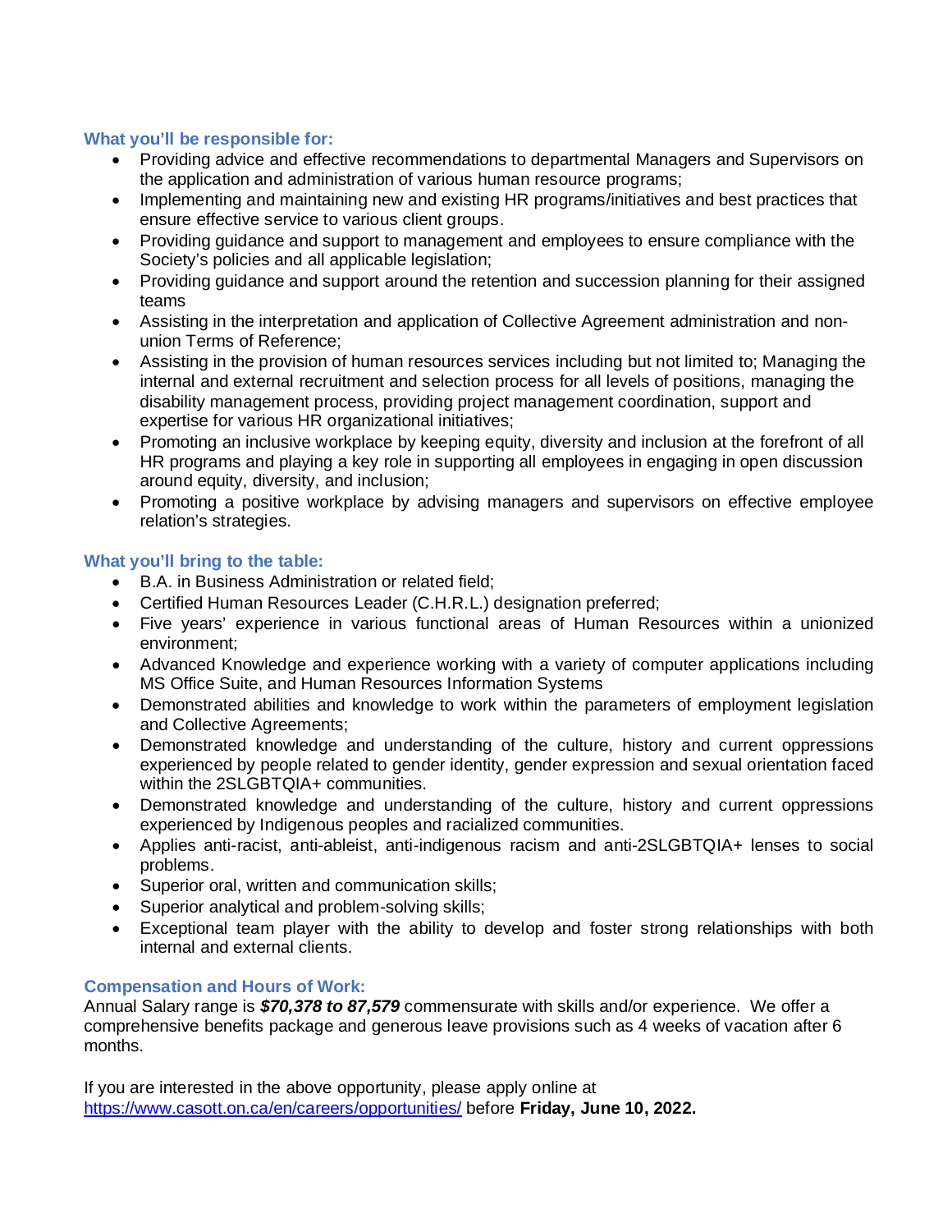### What you'll be responsible for:

- Providing advice and effective recommendations to departmental Managers and Supervisors on the application and administration of various human resource programs;
- Implementing and maintaining new and existing HR programs/initiatives and best practices that ensure effective service to various client groups.
- Providing guidance and support to management and employees to ensure compliance with the Society's policies and all applicable legislation;
- Providing guidance and support around the retention and succession planning for their assigned teams
- Assisting in the interpretation and application of Collective Agreement administration and non-union Terms of Reference;
- Assisting in the provision of human resources services including but not limited to; Managing the internal and external recruitment and selection process for all levels of positions, managing the disability management process, providing project management coordination, support and expertise for various HR organizational initiatives;
- Promoting an inclusive workplace by keeping equity, diversity and inclusion at the forefront of all HR programs and playing a key role in supporting all employees in engaging in open discussion around equity, diversity, and inclusion;
- Promoting a positive workplace by advising managers and supervisors on effective employee relation's strategies.

### What you'll bring to the table:

- B.A. in Business Administration or related field;
- Certified Human Resources Leader (C.H.R.L.) designation preferred;
- Five years' experience in various functional areas of Human Resources within a unionized environment;
- Advanced Knowledge and experience working with a variety of computer applications including MS Office Suite, and Human Resources Information Systems
- Demonstrated abilities and knowledge to work within the parameters of employment legislation and Collective Agreements;
- Demonstrated knowledge and understanding of the culture, history and current oppressions experienced by people related to gender identity, gender expression and sexual orientation faced within the 2SLGBTQIA+ communities.
- Demonstrated knowledge and understanding of the culture, history and current oppressions experienced by Indigenous peoples and racialized communities.
- Applies anti-racist, anti-ableist, anti-indigenous racism and anti-2SLGBTQIA+ lenses to social problems.
- Superior oral, written and communication skills;
- Superior analytical and problem-solving skills;
- Exceptional team player with the ability to develop and foster strong relationships with both internal and external clients.

### Compensation and Hours of Work:

Annual Salary range is ***$70,378 to 87,579*** commensurate with skills and/or experience. We offer a comprehensive benefits package and generous leave provisions such as 4 weeks of vacation after 6 months.

If you are interested in the above opportunity, please apply online at https://www.casott.on.ca/en/careers/opportunities/ before **Friday, June 10, 2022.**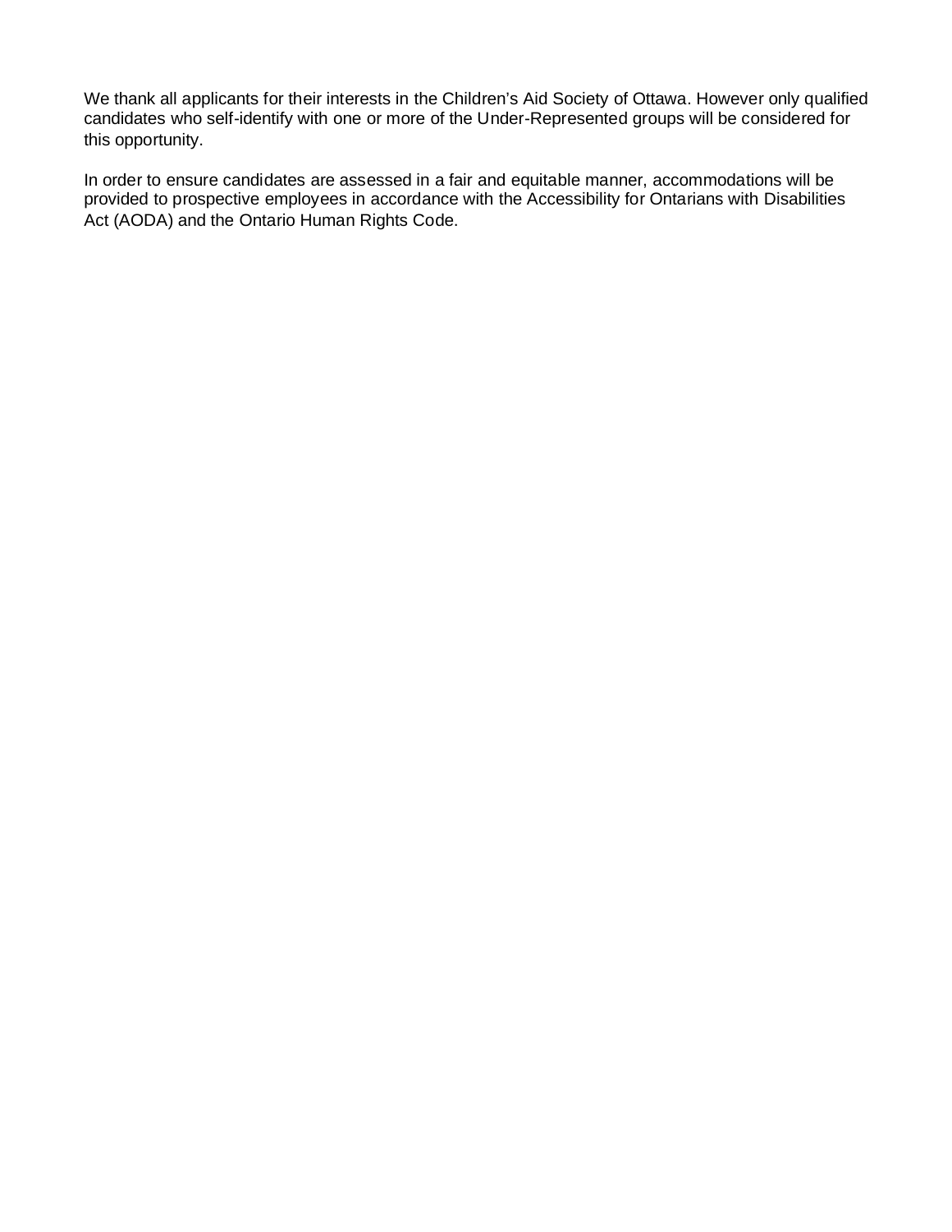We thank all applicants for their interests in the Children's Aid Society of Ottawa. However only qualified candidates who self-identify with one or more of the Under-Represented groups will be considered for this opportunity.

In order to ensure candidates are assessed in a fair and equitable manner, accommodations will be provided to prospective employees in accordance with the Accessibility for Ontarians with Disabilities Act (AODA) and the Ontario Human Rights Code.